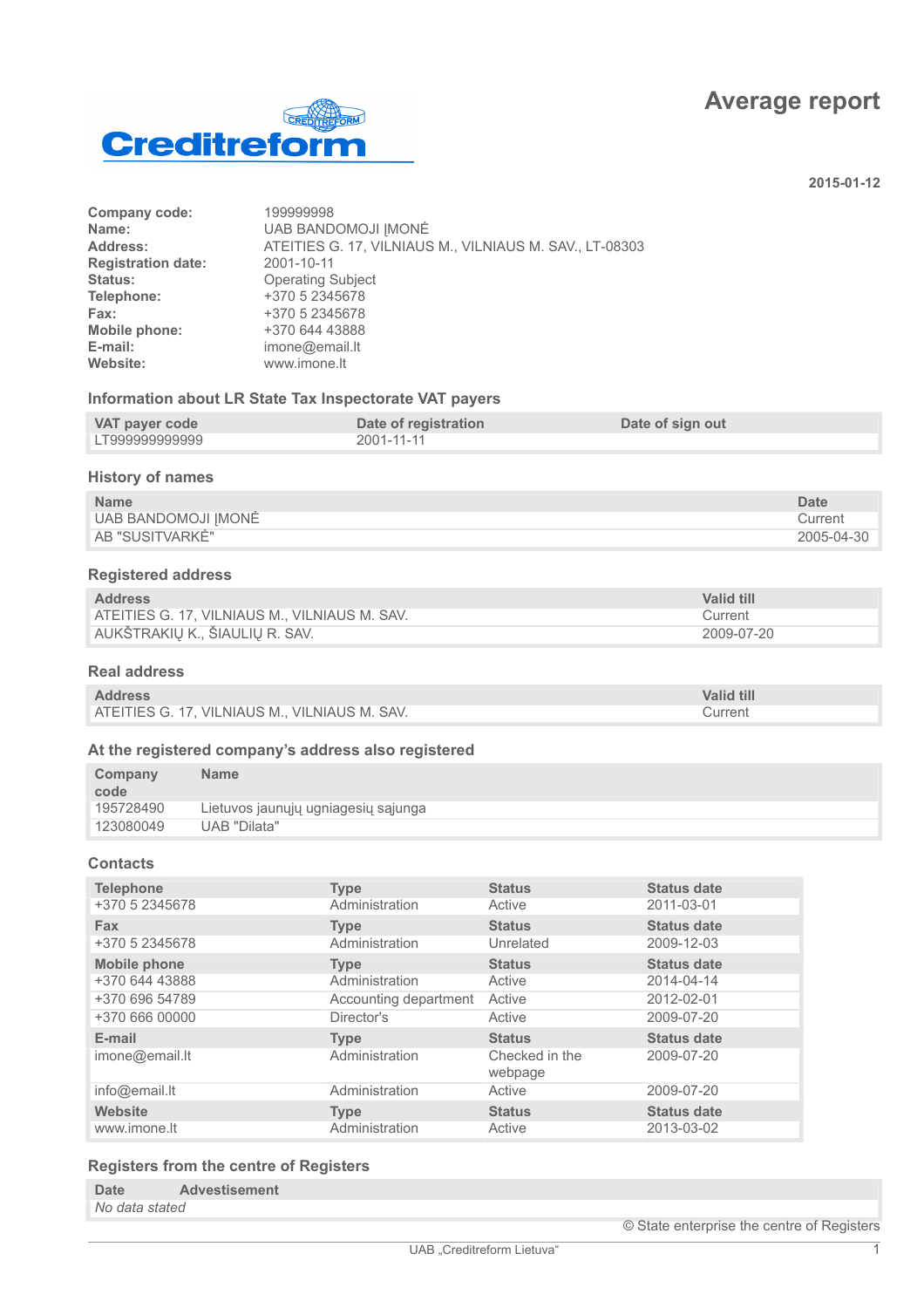Creditreform

# Average report

**2015-01-12**

| | |
|---|---|
| **Company code:** | 199999998 |
| **Name:** | UAB BANDOMOJI ĮMONĖ |
| **Address:** | ATEITIES G. 17, VILNIAUS M., VILNIAUS M. SAV., LT-08303 |
| **Registration date:** | 2001-10-11 |
| **Status:** | Operating Subject |
| **Telephone:** | +370 5 2345678 |
| **Fax:** | +370 5 2345678 |
| **Mobile phone:** | +370 644 43888 |
| **E-mail:** | imone@email.lt |
| **Website:** | www.imone.lt |

### Information about LR State Tax Inspectorate VAT payers

| VAT payer code | Date of registration | Date of sign out |
|---|---|---|
| LT999999999999 | 2001-11-11 | |

### History of names

| Name | Date |
|---|---|
| UAB BANDOMOJI ĮMONĖ | Current |
| AB "SUSITVARKĖ" | 2005-04-30 |

### Registered address

| Address | Valid till |
|---|---|
| ATEITIES G. 17, VILNIAUS M., VILNIAUS M. SAV. | Current |
| AUKŠTRAKIŲ K., ŠIAULIŲ R. SAV. | 2009-07-20 |

### Real address

| Address | Valid till |
|---|---|
| ATEITIES G. 17, VILNIAUS M., VILNIAUS M. SAV. | Current |

### At the registered company's address also registered

| Company code | Name |
|---|---|
| 195728490 | Lietuvos jaunųjų ugniagesių sąjunga |
| 123080049 | UAB "Dilata" |

### Contacts

| Telephone | Type | Status | Status date |
|---|---|---|---|
| +370 5 2345678 | Administration | Active | 2011-03-01 |
| **Fax** | **Type** | **Status** | **Status date** |
| +370 5 2345678 | Administration | Unrelated | 2009-12-03 |
| **Mobile phone** | **Type** | **Status** | **Status date** |
| +370 644 43888 | Administration | Active | 2014-04-14 |
| +370 696 54789 | Accounting department | Active | 2012-02-01 |
| +370 666 00000 | Director's | Active | 2009-07-20 |
| **E-mail** | **Type** | **Status** | **Status date** |
| imone@email.lt | Administration | Checked in the webpage | 2009-07-20 |
| info@email.lt | Administration | Active | 2009-07-20 |
| **Website** | **Type** | **Status** | **Status date** |
| www.imone.lt | Administration | Active | 2013-03-02 |

### Registers from the centre of Registers

| Date | Advestisement |
|---|---|
| *No data stated* | |

© State enterprise the centre of Registers

UAB „Creditreform Lietuva"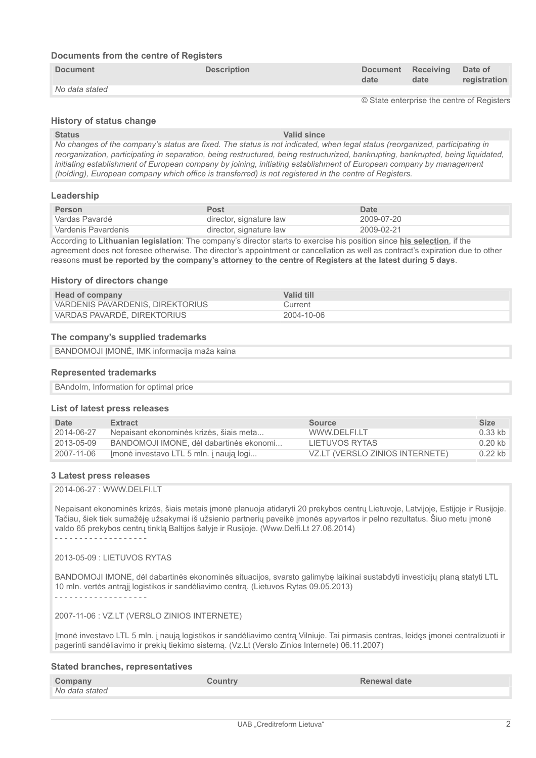### Documents from the centre of Registers

| Document | Description | Document date | Receiving date | Date of registration |
|---|---|---|---|---|
| *No data stated* | | | | |

© State enterprise the centre of Registers

### History of status change

| Status | Valid since |
|---|---|
| *No changes of the company's status are fixed. The status is not indicated, when legal status (reorganized, participating in reorganization, participating in separation, being restructured, being restructurized, bankrupting, bankrupted, being liquidated, initiating establishment of European company by joining, initiating establishment of European company by management (holding), European company which office is transferred) is not registered in the centre of Registers.* | |

### Leadership

| Person | Post | Date |
|---|---|---|
| Vardas Pavardė | director, signature law | 2009-07-20 |
| Vardenis Pavardenis | director, signature law | 2009-02-21 |

According to **Lithuanian legislation**: The company's director starts to exercise his position since **his selection**, if the agreement does not foresee otherwise. The director's appointment or cancellation as well as contract's expiration due to other reasons **must be reported by the company's attorney to the centre of Registers at the latest during 5 days**.

### History of directors change

| Head of company | Valid till |
|---|---|
| VARDENIS PAVARDENIS, DIREKTORIUS | Current |
| VARDAS PAVARDĖ, DIREKTORIUS | 2004-10-06 |

### The company's supplied trademarks

BANDOMOJI ĮMONĖ, IMK informacija maža kaina

### Represented trademarks

BAndoIm, Information for optimal price

### List of latest press releases

| Date | Extract | Source | Size |
|---|---|---|---|
| 2014-06-27 | Nepaisant ekonominės krizės, šiais meta... | WWW.DELFI.LT | 0.33 kb |
| 2013-05-09 | BANDOMOJI IMONE, dėl dabartinės ekonomi... | LIETUVOS RYTAS | 0.20 kb |
| 2007-11-06 | Įmonė investavo LTL 5 mln. į naują logi... | VZ.LT (VERSLO ZINIOS INTERNETE) | 0.22 kb |

### 3 Latest press releases

2014-06-27 : WWW.DELFI.LT

Nepaisant ekonominės krizės, šiais metais įmonė planuoja atidaryti 20 prekybos centrų Lietuvoje, Latvijoje, Estijoje ir Rusijoje. Tačiau, šiek tiek sumažėję užsakymai iš užsienio partnerių paveikė įmonės apyvartos ir pelno rezultatus. Šiuo metu įmonė valdo 65 prekybos centrų tinklą Baltijos šalyje ir Rusijoje. (Www.Delfi.Lt 27.06.2014)

- - - - - - - - - - - - - - - - - - -

2013-05-09 : LIETUVOS RYTAS

BANDOMOJI IMONE, dėl dabartinės ekonominės situacijos, svarsto galimybę laikinai sustabdyti investicijų planą statyti LTL 10 mln. vertės antrąjį logistikos ir sandėliavimo centrą. (Lietuvos Rytas 09.05.2013)

- - - - - - - - - - - - - - - - - - -

2007-11-06 : VZ.LT (VERSLO ZINIOS INTERNETE)

Įmonė investavo LTL 5 mln. į naują logistikos ir sandėliavimo centrą Vilniuje. Tai pirmasis centras, leidęs įmonei centralizuoti ir pagerinti sandėliavimo ir prekių tiekimo sistemą. (Vz.Lt (Verslo Zinios Internete) 06.11.2007)

### Stated branches, representatives

| Company | Country | Renewal date |
|---|---|---|
| *No data stated* | | |

UAB „Creditreform Lietuva"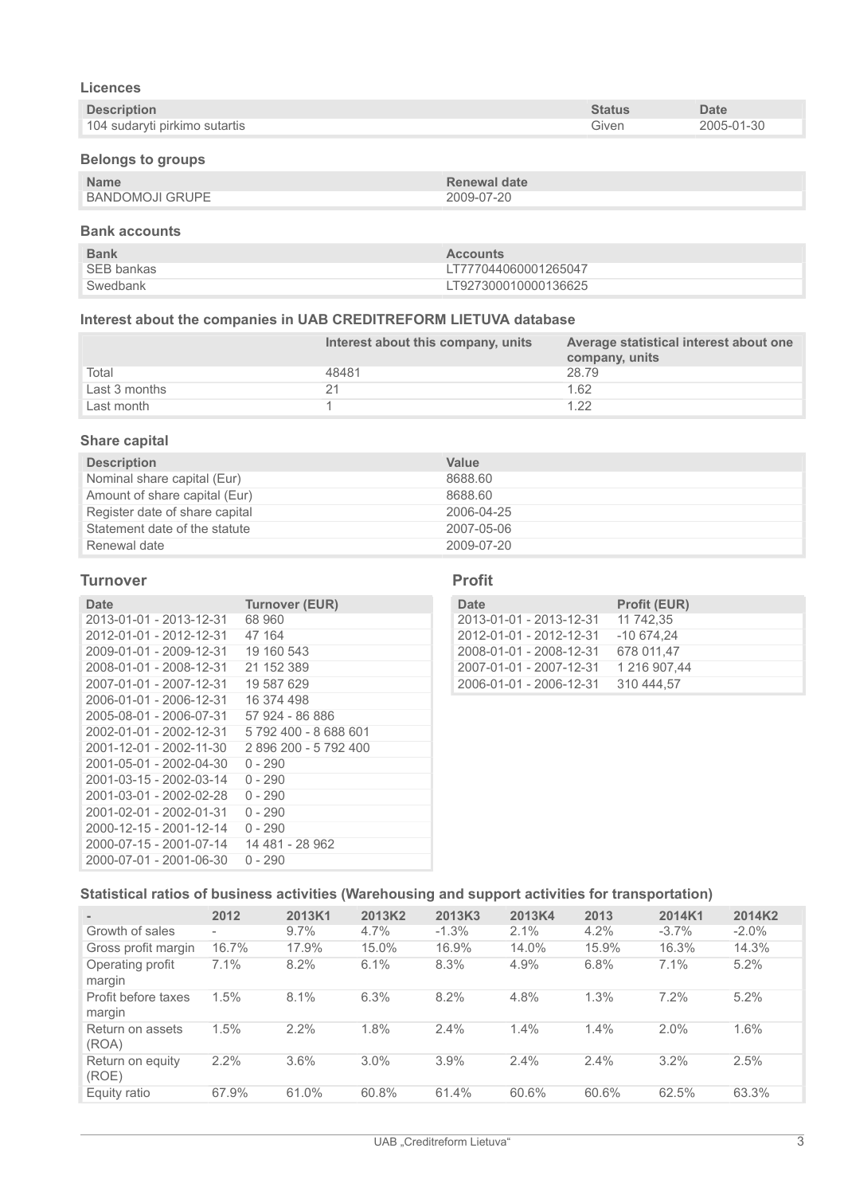### Licences

| Description | Status | Date |
| --- | --- | --- |
| 104 sudaryti pirkimo sutartis | Given | 2005-01-30 |

### Belongs to groups

| Name | Renewal date |
| --- | --- |
| BANDOMOJI GRUPE | 2009-07-20 |

### Bank accounts

| Bank | Accounts |
| --- | --- |
| SEB bankas | LT777044060001265047 |
| Swedbank | LT927300010000136625 |

### Interest about the companies in UAB CREDITREFORM LIETUVA database

| | Interest about this company, units | Average statistical interest about one company, units |
| --- | --- | --- |
| Total | 48481 | 28.79 |
| Last 3 months | 21 | 1.62 |
| Last month | 1 | 1.22 |

### Share capital

| Description | Value |
| --- | --- |
| Nominal share capital (Eur) | 8688.60 |
| Amount of share capital (Eur) | 8688.60 |
| Register date of share capital | 2006-04-25 |
| Statement date of the statute | 2007-05-06 |
| Renewal date | 2009-07-20 |

## Turnover

| Date | Turnover (EUR) |
| --- | --- |
| 2013-01-01 - 2013-12-31 | 68 960 |
| 2012-01-01 - 2012-12-31 | 47 164 |
| 2009-01-01 - 2009-12-31 | 19 160 543 |
| 2008-01-01 - 2008-12-31 | 21 152 389 |
| 2007-01-01 - 2007-12-31 | 19 587 629 |
| 2006-01-01 - 2006-12-31 | 16 374 498 |
| 2005-08-01 - 2006-07-31 | 57 924 - 86 886 |
| 2002-01-01 - 2002-12-31 | 5 792 400 - 8 688 601 |
| 2001-12-01 - 2002-11-30 | 2 896 200 - 5 792 400 |
| 2001-05-01 - 2002-04-30 | 0 - 290 |
| 2001-03-15 - 2002-03-14 | 0 - 290 |
| 2001-03-01 - 2002-02-28 | 0 - 290 |
| 2001-02-01 - 2002-01-31 | 0 - 290 |
| 2000-12-15 - 2001-12-14 | 0 - 290 |
| 2000-07-15 - 2001-07-14 | 14 481 - 28 962 |
| 2000-07-01 - 2001-06-30 | 0 - 290 |

## Profit

| Date | Profit (EUR) |
| --- | --- |
| 2013-01-01 - 2013-12-31 | 11 742,35 |
| 2012-01-01 - 2012-12-31 | -10 674,24 |
| 2008-01-01 - 2008-12-31 | 678 011,47 |
| 2007-01-01 - 2007-12-31 | 1 216 907,44 |
| 2006-01-01 - 2006-12-31 | 310 444,57 |

### Statistical ratios of business activities (Warehousing and support activities for transportation)

| - | 2012 | 2013K1 | 2013K2 | 2013K3 | 2013K4 | 2013 | 2014K1 | 2014K2 |
| --- | --- | --- | --- | --- | --- | --- | --- | --- |
| Growth of sales | - | 9.7% | 4.7% | -1.3% | 2.1% | 4.2% | -3.7% | -2.0% |
| Gross profit margin | 16.7% | 17.9% | 15.0% | 16.9% | 14.0% | 15.9% | 16.3% | 14.3% |
| Operating profit margin | 7.1% | 8.2% | 6.1% | 8.3% | 4.9% | 6.8% | 7.1% | 5.2% |
| Profit before taxes margin | 1.5% | 8.1% | 6.3% | 8.2% | 4.8% | 1.3% | 7.2% | 5.2% |
| Return on assets (ROA) | 1.5% | 2.2% | 1.8% | 2.4% | 1.4% | 1.4% | 2.0% | 1.6% |
| Return on equity (ROE) | 2.2% | 3.6% | 3.0% | 3.9% | 2.4% | 2.4% | 3.2% | 2.5% |
| Equity ratio | 67.9% | 61.0% | 60.8% | 61.4% | 60.6% | 60.6% | 62.5% | 63.3% |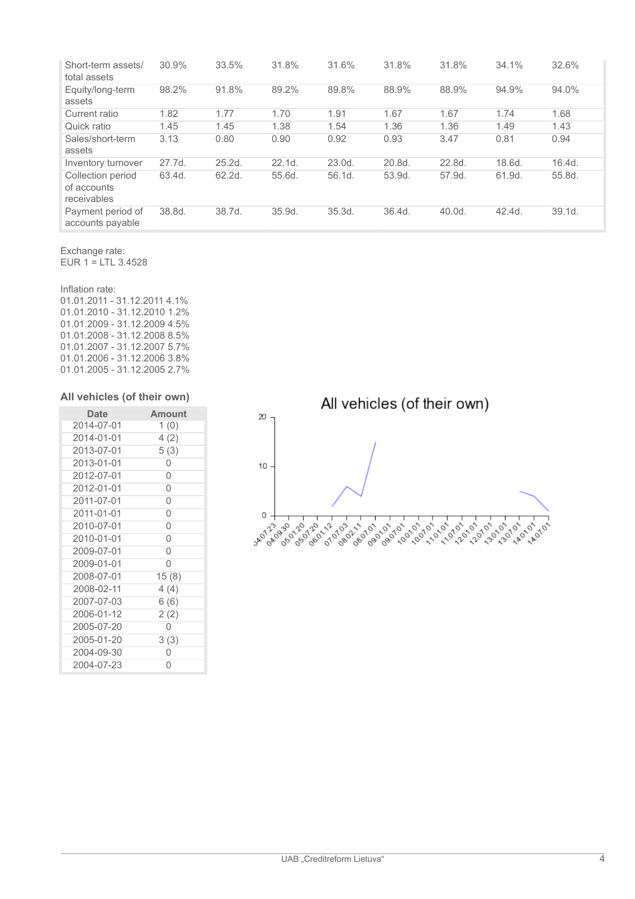| | | | | | | | | |
|---|---|---|---|---|---|---|---|---|
| Short-term assets/ total assets | 30.9% | 33.5% | 31.8% | 31.6% | 31.8% | 31.8% | 34.1% | 32.6% |
| Equity/long-term assets | 98.2% | 91.8% | 89.2% | 89.8% | 88.9% | 88.9% | 94.9% | 94.0% |
| Current ratio | 1.82 | 1.77 | 1.70 | 1.91 | 1.67 | 1.67 | 1.74 | 1.68 |
| Quick ratio | 1.45 | 1.45 | 1.38 | 1.54 | 1.36 | 1.36 | 1.49 | 1.43 |
| Sales/short-term assets | 3.13 | 0.80 | 0.90 | 0.92 | 0.93 | 3.47 | 0.81 | 0.94 |
| Inventory turnover | 27.7d. | 25.2d. | 22.1d. | 23.0d. | 20.8d. | 22.8d. | 18.6d. | 16.4d. |
| Collection period of accounts receivables | 63.4d. | 62.2d. | 55.6d. | 56.1d. | 53.9d. | 57.9d. | 61.9d. | 55.8d. |
| Payment period of accounts payable | 38.8d. | 38.7d. | 35.9d. | 35.3d. | 36.4d. | 40.0d. | 42.4d. | 39.1d. |

Exchange rate:
EUR 1 = LTL 3.4528

Inflation rate:
01.01.2011 - 31.12.2011 4.1%
01.01.2010 - 31.12.2010 1.2%
01.01.2009 - 31.12.2009 4.5%
01.01.2008 - 31.12.2008 8.5%
01.01.2007 - 31.12.2007 5.7%
01.01.2006 - 31.12.2006 3.8%
01.01.2005 - 31.12.2005 2.7%

### All vehicles (of their own)

| Date | Amount |
|---|---|
| 2014-07-01 | 1 (0) |
| 2014-01-01 | 4 (2) |
| 2013-07-01 | 5 (3) |
| 2013-01-01 | 0 |
| 2012-07-01 | 0 |
| 2012-01-01 | 0 |
| 2011-07-01 | 0 |
| 2011-01-01 | 0 |
| 2010-07-01 | 0 |
| 2010-01-01 | 0 |
| 2009-07-01 | 0 |
| 2009-01-01 | 0 |
| 2008-07-01 | 15 (8) |
| 2008-02-11 | 4 (4) |
| 2007-07-03 | 6 (6) |
| 2006-01-12 | 2 (2) |
| 2005-07-20 | 0 |
| 2005-01-20 | 3 (3) |
| 2004-09-30 | 0 |
| 2004-07-23 | 0 |

All vehicles (of their own)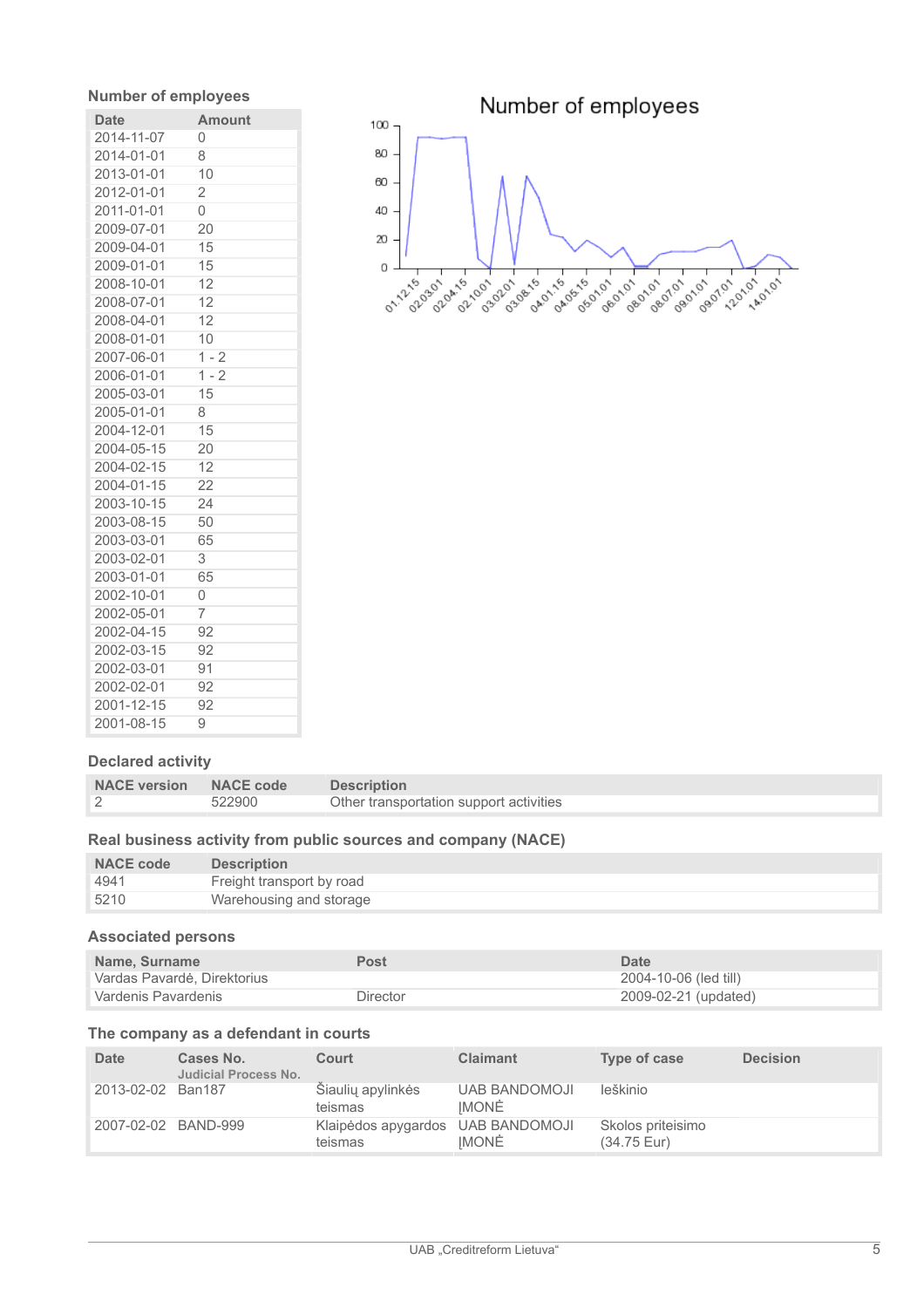## Number of employees

| Date | Amount |
|---|---|
| 2014-11-07 | 0 |
| 2014-01-01 | 8 |
| 2013-01-01 | 10 |
| 2012-01-01 | 2 |
| 2011-01-01 | 0 |
| 2009-07-01 | 20 |
| 2009-04-01 | 15 |
| 2009-01-01 | 15 |
| 2008-10-01 | 12 |
| 2008-07-01 | 12 |
| 2008-04-01 | 12 |
| 2008-01-01 | 10 |
| 2007-06-01 | 1 - 2 |
| 2006-01-01 | 1 - 2 |
| 2005-03-01 | 15 |
| 2005-01-01 | 8 |
| 2004-12-01 | 15 |
| 2004-05-15 | 20 |
| 2004-02-15 | 12 |
| 2004-01-15 | 22 |
| 2003-10-15 | 24 |
| 2003-08-15 | 50 |
| 2003-03-01 | 65 |
| 2003-02-01 | 3 |
| 2003-01-01 | 65 |
| 2002-10-01 | 0 |
| 2002-05-01 | 7 |
| 2002-04-15 | 92 |
| 2002-03-15 | 92 |
| 2002-03-01 | 91 |
| 2002-02-01 | 92 |
| 2001-12-15 | 92 |
| 2001-08-15 | 9 |

## Declared activity

| NACE version | NACE code | Description |
|---|---|---|
| 2 | 522900 | Other transportation support activities |

## Real business activity from public sources and company (NACE)

| NACE code | Description |
|---|---|
| 4941 | Freight transport by road |
| 5210 | Warehousing and storage |

## Associated persons

| Name, Surname | Post | Date |
|---|---|---|
| Vardas Pavardė, Direktorius | | 2004-10-06 (led till) |
| Vardenis Pavardenis | Director | 2009-02-21 (updated) |

## The company as a defendant in courts

| Date | Cases No. Judicial Process No. | Court | Claimant | Type of case | Decision |
|---|---|---|---|---|---|
| 2013-02-02 | Ban187 | Šiaulių apylinkės teismas | UAB BANDOMOJI ĮMONĖ | Ieškinio | |
| 2007-02-02 | BAND-999 | Klaipėdos apygardos teismas | UAB BANDOMOJI ĮMONĖ | Skolos priteisimo (34.75 Eur) | |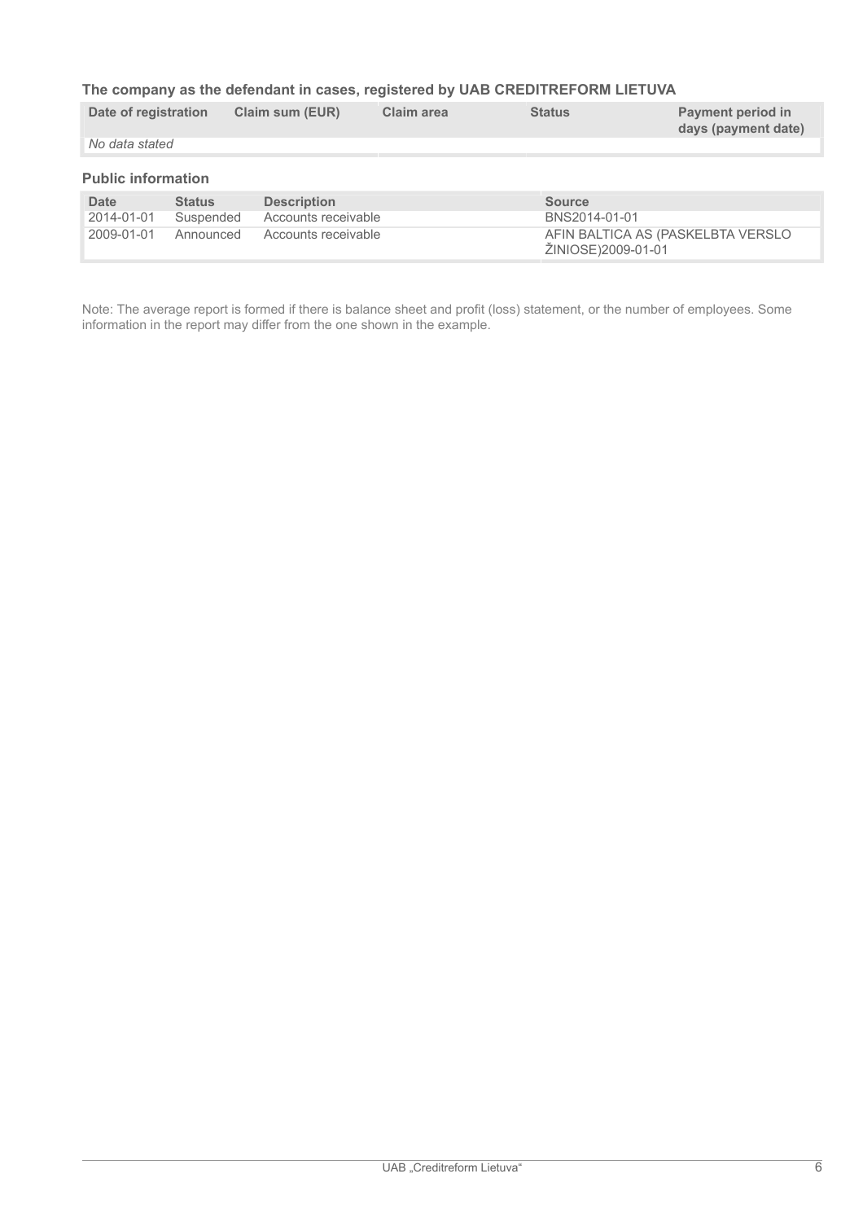### The company as the defendant in cases, registered by UAB CREDITREFORM LIETUVA

| Date of registration | Claim sum (EUR) | Claim area | Status | Payment period in days (payment date) |
| --- | --- | --- | --- | --- |
| *No data stated* | | | | |

### Public information

| Date | Status | Description | Source |
| --- | --- | --- | --- |
| 2014-01-01 | Suspended | Accounts receivable | BNS2014-01-01 |
| 2009-01-01 | Announced | Accounts receivable | AFIN BALTICA AS (PASKELBTA VERSLO ŽINIOSE)2009-01-01 |

Note: The average report is formed if there is balance sheet and profit (loss) statement, or the number of employees. Some information in the report may differ from the one shown in the example.